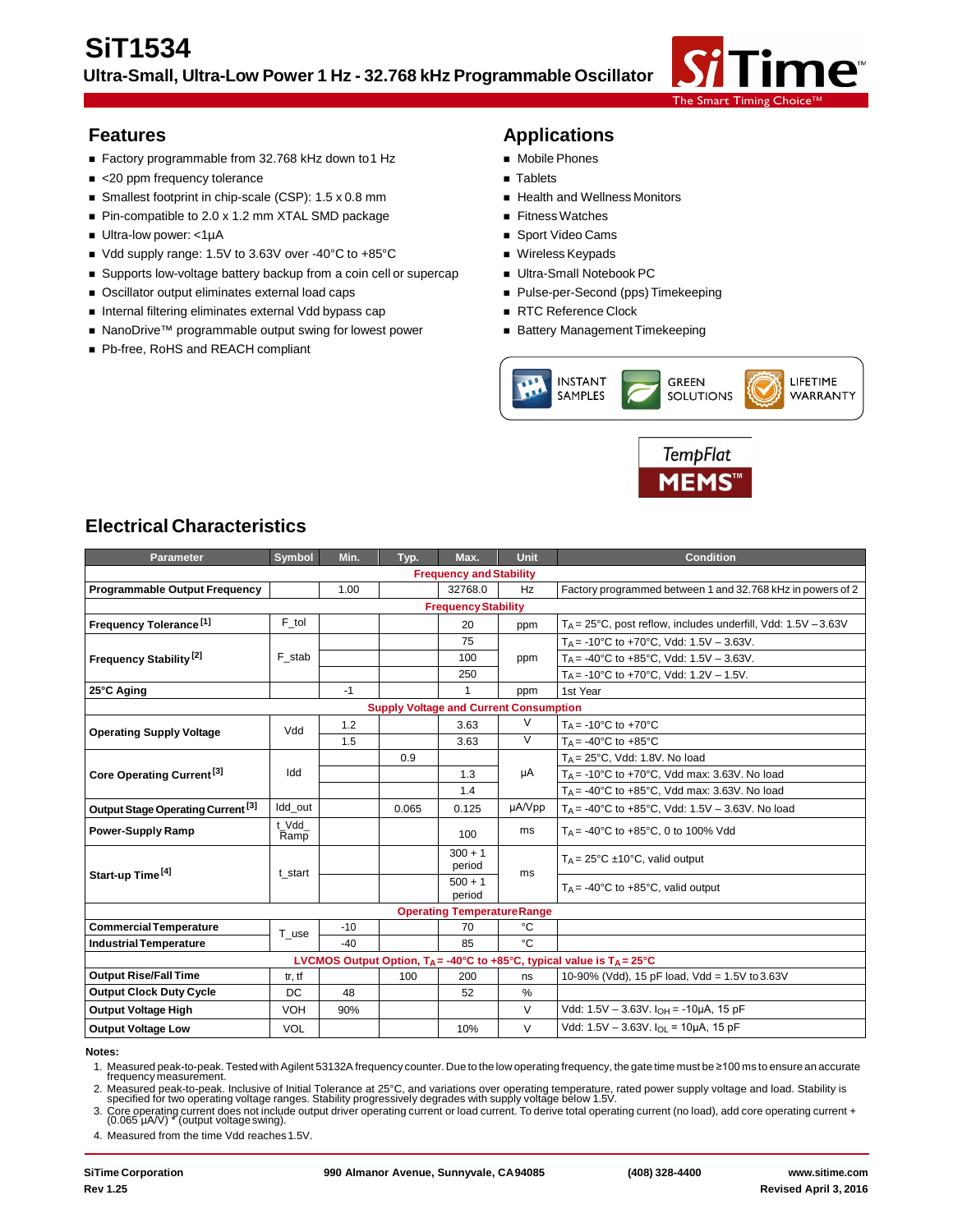# SiT1534

**Ultra-Small, Ultra-Low Power 1 Hz - 32.768 kHz Programmable Oscillator**

## Features

- Factory programmable from 32.768 kHz down to1 Hz
- <20 ppm frequency tolerance
- Smallest footprint in chip-scale (CSP): 1.5 x 0.8 mm
- Pin-compatible to 2.0 x 1.2 mm XTAL SMD package
- Ultra-low power: <1µA
- Vdd supply range: 1.5V to 3.63V over -40°C to +85°C
- Supports low-voltage battery backup from a coin cell or supercap
- Oscillator output eliminates external load caps
- Internal filtering eliminates external Vdd bypass cap
- NanoDrive™ programmable output swing for lowest power
- Pb-free, RoHS and REACH compliant

## Applications

- Mobile Phones
- Tablets
- Health and Wellness Monitors
- Fitness Watches
- Sport Video Cams
- Wireless Keypads
- Ultra-Small Notebook PC
- Pulse-per-Second (pps) Timekeeping
- RTC Reference Clock
- Battery Management Timekeeping

INSTANT SAMPLES | GREEN SOLUTIONS | LIFETIME WARRANTY

TempFlat MEMS™

## Electrical Characteristics

| Parameter | Symbol | Min. | Typ. | Max. | Unit | Condition |
|---|---|---|---|---|---|---|
| **Frequency and Stability** | | | | | | |
| **Programmable Output Frequency** | | 1.00 | | 32768.0 | Hz | Factory programmed between 1 and 32.768 kHz in powers of 2 |
| **Frequency Stability** | | | | | | |
| **Frequency Tolerance** [1] | F_tol | | | 20 | ppm | $T_A$ = 25°C, post reflow, includes underfill, Vdd: 1.5V – 3.63V |
| **Frequency Stability** [2] | F_stab | | | 75 | ppm | $T_A$ = -10°C to +70°C, Vdd: 1.5V – 3.63V. |
| | | | | 100 | | $T_A$ = -40°C to +85°C, Vdd: 1.5V – 3.63V. |
| | | | | 250 | | $T_A$ = -10°C to +70°C, Vdd: 1.2V – 1.5V. |
| **25°C Aging** | | -1 | | 1 | ppm | 1st Year |
| **Supply Voltage and Current Consumption** | | | | | | |
| **Operating Supply Voltage** | Vdd | 1.2 | | 3.63 | V | $T_A$ = -10°C to +70°C |
| | | 1.5 | | 3.63 | V | $T_A$ = -40°C to +85°C |
| **Core Operating Current** [3] | Idd | | 0.9 | | µA | $T_A$ = 25°C, Vdd: 1.8V. No load |
| | | | | 1.3 | | $T_A$ = -10°C to +70°C, Vdd max: 3.63V. No load |
| | | | | 1.4 | | $T_A$ = -40°C to +85°C, Vdd max: 3.63V. No load |
| **Output Stage Operating Current** [3] | Idd_out | | 0.065 | 0.125 | µA/Vpp | $T_A$ = -40°C to +85°C, Vdd: 1.5V – 3.63V. No load |
| **Power-Supply Ramp** | t_Vdd_Ramp | | | 100 | ms | $T_A$ = -40°C to +85°C, 0 to 100% Vdd |
| **Start-up Time** [4] | t_start | | | 300 + 1 period | ms | $T_A$ = 25°C ±10°C, valid output |
| | | | | 500 + 1 period | | $T_A$ = -40°C to +85°C, valid output |
| **Operating Temperature Range** | | | | | | |
| **Commercial Temperature** | T_use | -10 | | 70 | °C | |
| **Industrial Temperature** | | -40 | | 85 | °C | |
| **LVCMOS Output Option, $T_A$ = -40°C to +85°C, typical value is $T_A$ = 25°C** | | | | | | |
| **Output Rise/Fall Time** | tr, tf | | 100 | 200 | ns | 10-90% (Vdd), 15 pF load, Vdd = 1.5V to 3.63V |
| **Output Clock Duty Cycle** | DC | 48 | | 52 | % | |
| **Output Voltage High** | VOH | 90% | | | V | Vdd: 1.5V – 3.63V. $I_{OH}$ = -10µA, 15 pF |
| **Output Voltage Low** | VOL | | | 10% | V | Vdd: 1.5V – 3.63V. $I_{OL}$ = 10µA, 15 pF |

**Notes:**

1. Measured peak-to-peak. Tested with Agilent 53132A frequency counter. Due to the low operating frequency, the gate time must be ≥100 ms to ensure an accurate frequency measurement.
2. Measured peak-to-peak. Inclusive of Initial Tolerance at 25°C, and variations over operating temperature, rated power supply voltage and load. Stability is specified for two operating voltage ranges. Stability progressively degrades with supply voltage below 1.5V.
3. Core operating current does not include output driver operating current or load current. To derive total operating current (no load), add core operating current + (0.065 µA/V) * (output voltage swing).
4. Measured from the time Vdd reaches 1.5V.

SiTime Corporation | 990 Almanor Avenue, Sunnyvale, CA 94085 | (408) 328-4400 | www.sitime.com

Rev 1.25 | Revised April 3, 2016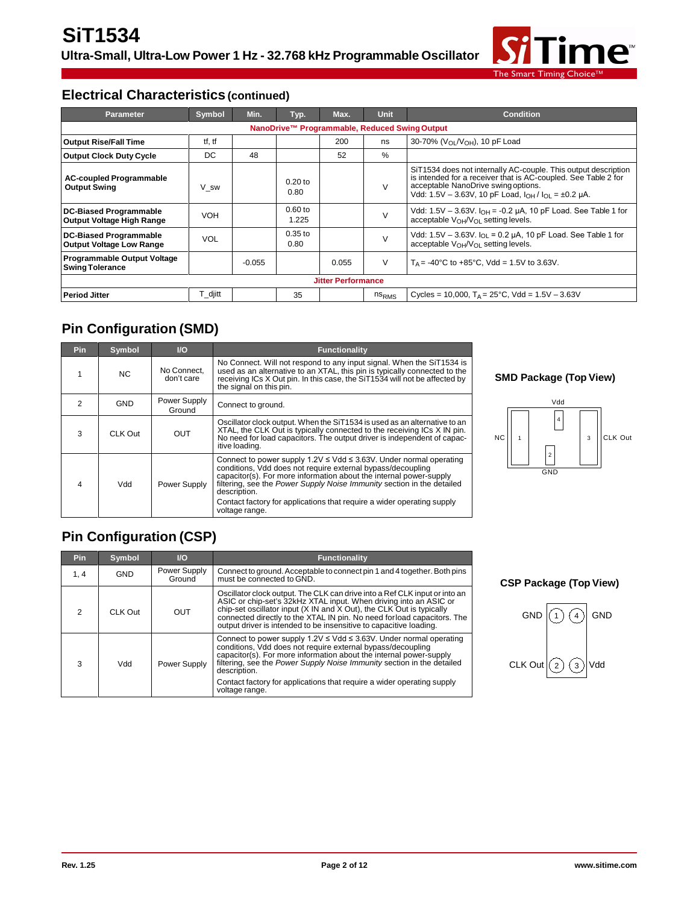## Electrical Characteristics (continued)

| Parameter | Symbol | Min. | Typ. | Max. | Unit | Condition |
|---|---|---|---|---|---|---|
| **NanoDrive™ Programmable, Reduced Swing Output** | | | | | | |
| **Output Rise/Fall Time** | tf, tf | | | 200 | ns | 30-70% ($V_{OL}/V_{OH}$), 10 pF Load |
| **Output Clock Duty Cycle** | DC | 48 | | 52 | % | |
| **AC-coupled Programmable Output Swing** | V_sw | | 0.20 to 0.80 | | V | SiT1534 does not internally AC-couple. This output description is intended for a receiver that is AC-coupled. See Table 2 for acceptable NanoDrive swing options. Vdd: 1.5V – 3.63V, 10 pF Load, $I_{OH}$ / $I_{OL}$ = ±0.2 µA. |
| **DC-Biased Programmable Output Voltage High Range** | VOH | | 0.60 to 1.225 | | V | Vdd: 1.5V – 3.63V. $I_{OH}$ = -0.2 µA, 10 pF Load. See Table 1 for acceptable $V_{OH}/V_{OL}$ setting levels. |
| **DC-Biased Programmable Output Voltage Low Range** | VOL | | 0.35 to 0.80 | | V | Vdd: 1.5V – 3.63V. $I_{OL}$ = 0.2 µA, 10 pF Load. See Table 1 for acceptable $V_{OH}/V_{OL}$ setting levels. |
| **Programmable Output Voltage Swing Tolerance** | | -0.055 | | 0.055 | V | $T_A$ = -40°C to +85°C, Vdd = 1.5V to 3.63V. |
| **Jitter Performance** | | | | | | |
| **Period Jitter** | T_djitt | | 35 | | $ns_{RMS}$ | Cycles = 10,000, $T_A$ = 25°C, Vdd = 1.5V – 3.63V |

## Pin Configuration (SMD)

| Pin | Symbol | I/O | Functionality |
|---|---|---|---|
| 1 | NC | No Connect, don't care | No Connect. Will not respond to any input signal. When the SiT1534 is used as an alternative to an XTAL, this pin is typically connected to the receiving ICs X Out pin. In this case, the SiT1534 will not be affected by the signal on this pin. |
| 2 | GND | Power Supply Ground | Connect to ground. |
| 3 | CLK Out | OUT | Oscillator clock output. When the SiT1534 is used as an alternative to an XTAL, the CLK Out is typically connected to the receiving ICs X IN pin. No need for load capacitors. The output driver is independent of capacitive loading. |
| 4 | Vdd | Power Supply | Connect to power supply 1.2V ≤ Vdd ≤ 3.63V. Under normal operating conditions, Vdd does not require external bypass/decoupling capacitor(s). For more information about the internal power-supply filtering, see the *Power Supply Noise Immunity* section in the detailed description.<br>Contact factory for applications that require a wider operating supply voltage range. |

### SMD Package (Top View)

Vdd

NC | 1 | 4 | 2 | 3 | CLK Out

GND

## Pin Configuration (CSP)

| Pin | Symbol | I/O | Functionality |
|---|---|---|---|
| 1, 4 | GND | Power Supply Ground | Connect to ground. Acceptable to connect pin 1 and 4 together. Both pins must be connected to GND. |
| 2 | CLK Out | OUT | Oscillator clock output. The CLK can drive into a Ref CLK input or into an ASIC or chip-set's 32kHz XTAL input. When driving into an ASIC or chip-set oscillator input (X IN and X Out), the CLK Out is typically connected directly to the XTAL IN pin. No need for load capacitors. The output driver is intended to be insensitive to capacitive loading. |
| 3 | Vdd | Power Supply | Connect to power supply 1.2V ≤ Vdd ≤ 3.63V. Under normal operating conditions, Vdd does not require external bypass/decoupling capacitor(s). For more information about the internal power-supply filtering, see the *Power Supply Noise Immunity* section in the detailed description.<br>Contact factory for applications that require a wider operating supply voltage range. |

### CSP Package (Top View)

GND (1) (4) GND

CLK Out (2) (3) Vdd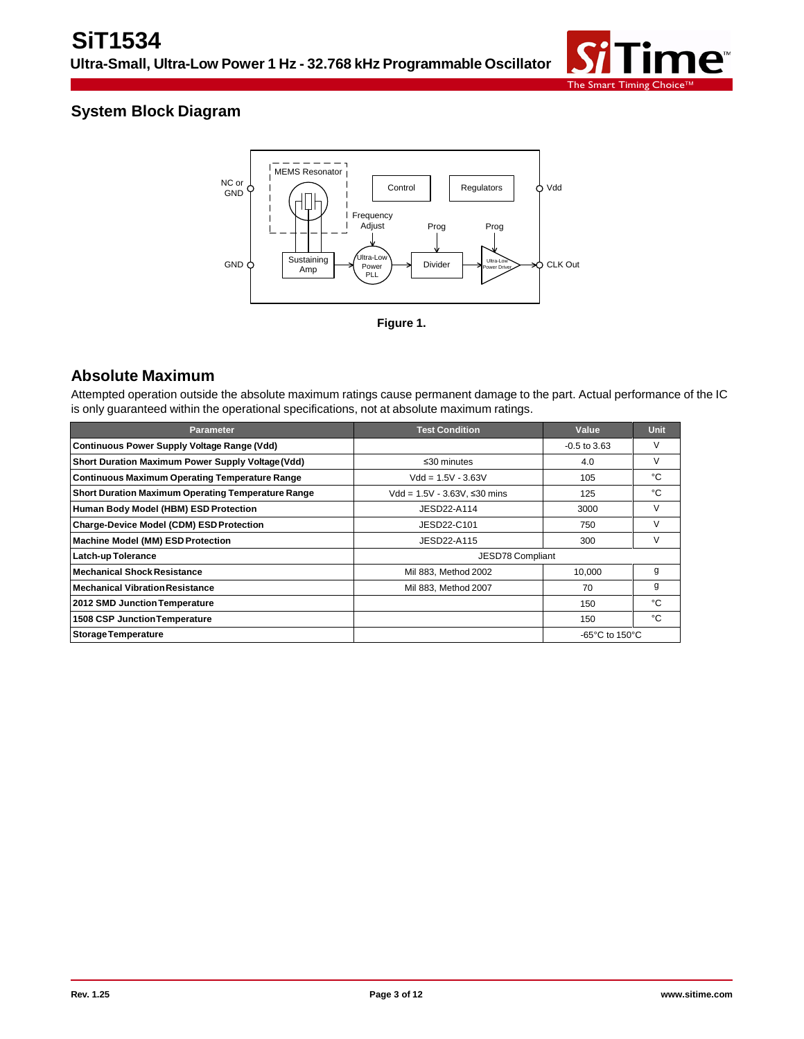## System Block Diagram

Figure 1.

## Absolute Maximum

Attempted operation outside the absolute maximum ratings cause permanent damage to the part. Actual performance of the IC is only guaranteed within the operational specifications, not at absolute maximum ratings.

| Parameter | Test Condition | Value | Unit |
|---|---|---|---|
| **Continuous Power Supply Voltage Range (Vdd)** | | -0.5 to 3.63 | V |
| **Short Duration Maximum Power Supply Voltage (Vdd)** | ≤30 minutes | 4.0 | V |
| **Continuous Maximum Operating Temperature Range** | Vdd = 1.5V - 3.63V | 105 | °C |
| **Short Duration Maximum Operating Temperature Range** | Vdd = 1.5V - 3.63V, ≤30 mins | 125 | °C |
| **Human Body Model (HBM) ESD Protection** | JESD22-A114 | 3000 | V |
| **Charge-Device Model (CDM) ESD Protection** | JESD22-C101 | 750 | V |
| **Machine Model (MM) ESD Protection** | JESD22-A115 | 300 | V |
| **Latch-up Tolerance** | JESD78 Compliant | | |
| **Mechanical Shock Resistance** | Mil 883, Method 2002 | 10,000 | g |
| **Mechanical Vibration Resistance** | Mil 883, Method 2007 | 70 | g |
| **2012 SMD Junction Temperature** | | 150 | °C |
| **1508 CSP Junction Temperature** | | 150 | °C |
| **Storage Temperature** | | -65°C to 150°C | |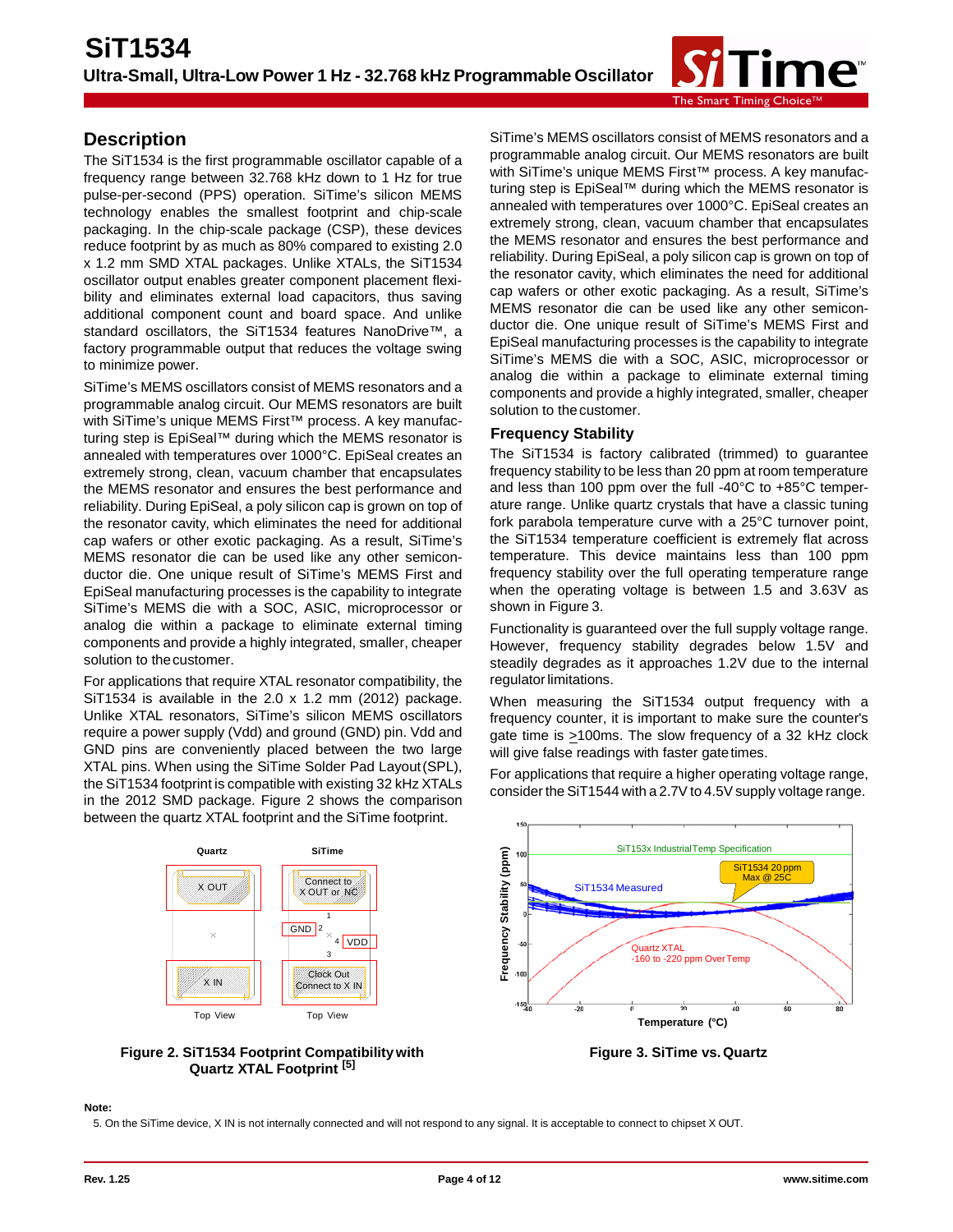## Description

The SiT1534 is the first programmable oscillator capable of a frequency range between 32.768 kHz down to 1 Hz for true pulse-per-second (PPS) operation. SiTime's silicon MEMS technology enables the smallest footprint and chip-scale packaging. In the chip-scale package (CSP), these devices reduce footprint by as much as 80% compared to existing 2.0 x 1.2 mm SMD XTAL packages. Unlike XTALs, the SiT1534 oscillator output enables greater component placement flexibility and eliminates external load capacitors, thus saving additional component count and board space. And unlike standard oscillators, the SiT1534 features NanoDrive™, a factory programmable output that reduces the voltage swing to minimize power.

SiTime's MEMS oscillators consist of MEMS resonators and a programmable analog circuit. Our MEMS resonators are built with SiTime's unique MEMS First™ process. A key manufacturing step is EpiSeal™ during which the MEMS resonator is annealed with temperatures over 1000°C. EpiSeal creates an extremely strong, clean, vacuum chamber that encapsulates the MEMS resonator and ensures the best performance and reliability. During EpiSeal, a poly silicon cap is grown on top of the resonator cavity, which eliminates the need for additional cap wafers or other exotic packaging. As a result, SiTime's MEMS resonator die can be used like any other semiconductor die. One unique result of SiTime's MEMS First and EpiSeal manufacturing processes is the capability to integrate SiTime's MEMS die with a SOC, ASIC, microprocessor or analog die within a package to eliminate external timing components and provide a highly integrated, smaller, cheaper solution to the customer.

For applications that require XTAL resonator compatibility, the SiT1534 is available in the 2.0 x 1.2 mm (2012) package. Unlike XTAL resonators, SiTime's silicon MEMS oscillators require a power supply (Vdd) and ground (GND) pin. Vdd and GND pins are conveniently placed between the two large XTAL pins. When using the SiTime Solder Pad Layout (SPL), the SiT1534 footprint is compatible with existing 32 kHz XTALs in the 2012 SMD package. Figure 2 shows the comparison between the quartz XTAL footprint and the SiTime footprint.

Quartz: X OUT, X IN — Top View

SiTime: Connect to X OUT or NC (1), GND (2), VDD (4), Clock Out Connect to X IN (3) — Top View

**Figure 2. SiT1534 Footprint Compatibility with Quartz XTAL Footprint [5]**

SiTime's MEMS oscillators consist of MEMS resonators and a programmable analog circuit. Our MEMS resonators are built with SiTime's unique MEMS First™ process. A key manufacturing step is EpiSeal™ during which the MEMS resonator is annealed with temperatures over 1000°C. EpiSeal creates an extremely strong, clean, vacuum chamber that encapsulates the MEMS resonator and ensures the best performance and reliability. During EpiSeal, a poly silicon cap is grown on top of the resonator cavity, which eliminates the need for additional cap wafers or other exotic packaging. As a result, SiTime's MEMS resonator die can be used like any other semiconductor die. One unique result of SiTime's MEMS First and EpiSeal manufacturing processes is the capability to integrate SiTime's MEMS die with a SOC, ASIC, microprocessor or analog die within a package to eliminate external timing components and provide a highly integrated, smaller, cheaper solution to the customer.

### Frequency Stability

The SiT1534 is factory calibrated (trimmed) to guarantee frequency stability to be less than 20 ppm at room temperature and less than 100 ppm over the full -40°C to +85°C temperature range. Unlike quartz crystals that have a classic tuning fork parabola temperature curve with a 25°C turnover point, the SiT1534 temperature coefficient is extremely flat across temperature. This device maintains less than 100 ppm frequency stability over the full operating temperature range when the operating voltage is between 1.5 and 3.63V as shown in Figure 3.

Functionality is guaranteed over the full supply voltage range. However, frequency stability degrades below 1.5V and steadily degrades as it approaches 1.2V due to the internal regulator limitations.

When measuring the SiT1534 output frequency with a frequency counter, it is important to make sure the counter's gate time is ≥100ms. The slow frequency of a 32 kHz clock will give false readings with faster gate times.

For applications that require a higher operating voltage range, consider the SiT1544 with a 2.7V to 4.5V supply voltage range.

Frequency Stability (ppm) vs. Temperature (°C): SiT153x Industrial Temp Specification; SiT1534 20 ppm Max @ 25C; SiT1534 Measured; Quartz XTAL -160 to -220 ppm Over Temp

**Figure 3. SiTime vs. Quartz**

**Note:**

5. On the SiTime device, X IN is not internally connected and will not respond to any signal. It is acceptable to connect to chipset X OUT.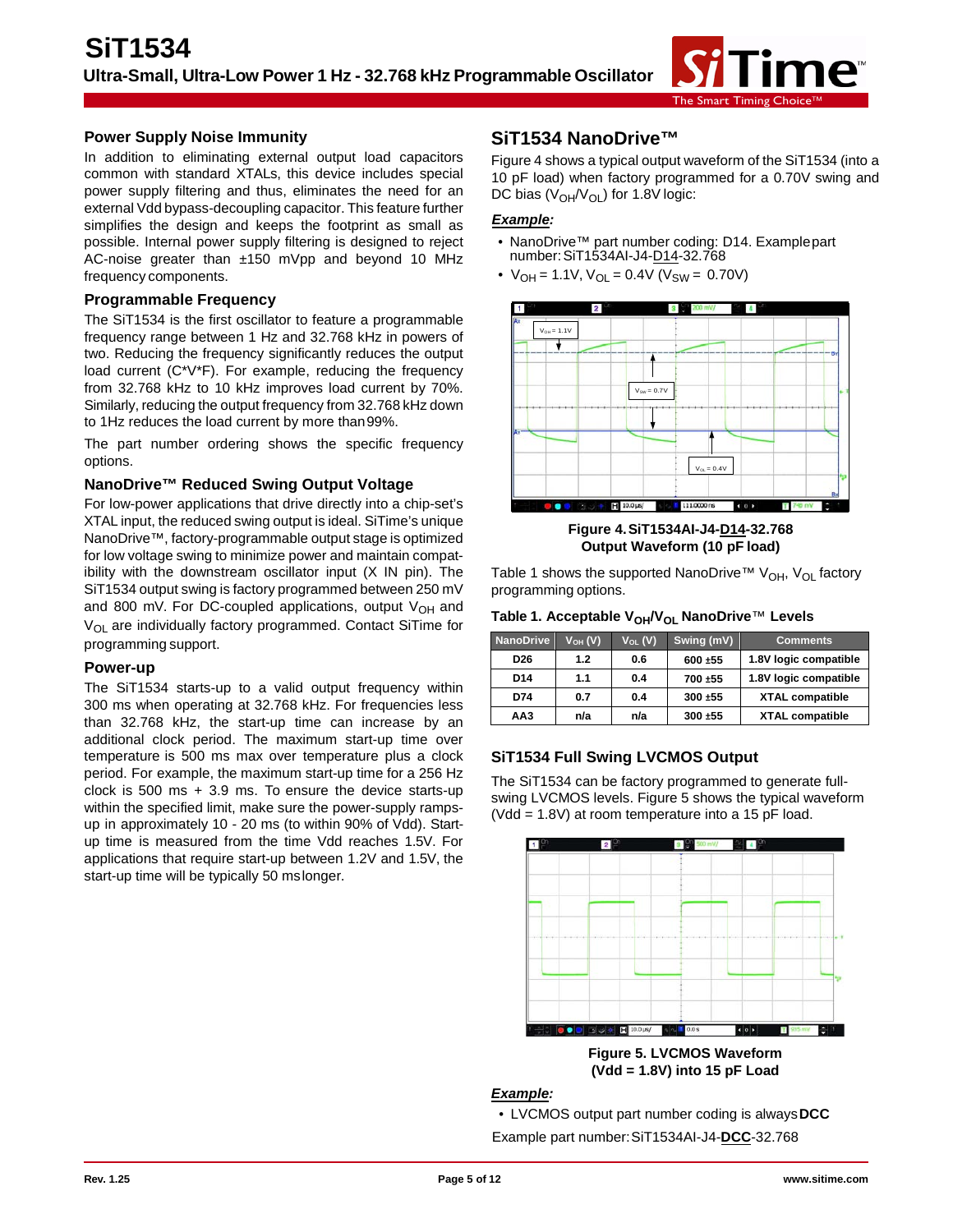## Power Supply Noise Immunity

In addition to eliminating external output load capacitors common with standard XTALs, this device includes special power supply filtering and thus, eliminates the need for an external Vdd bypass-decoupling capacitor. This feature further simplifies the design and keeps the footprint as small as possible. Internal power supply filtering is designed to reject AC-noise greater than ±150 mVpp and beyond 10 MHz frequency components.

## Programmable Frequency

The SiT1534 is the first oscillator to feature a programmable frequency range between 1 Hz and 32.768 kHz in powers of two. Reducing the frequency significantly reduces the output load current (C*V*F). For example, reducing the frequency from 32.768 kHz to 10 kHz improves load current by 70%. Similarly, reducing the output frequency from 32.768 kHz down to 1Hz reduces the load current by more than 99%.

The part number ordering shows the specific frequency options.

## NanoDrive™ Reduced Swing Output Voltage

For low-power applications that drive directly into a chip-set's XTAL input, the reduced swing output is ideal. SiTime's unique NanoDrive™, factory-programmable output stage is optimized for low voltage swing to minimize power and maintain compatibility with the downstream oscillator input (X IN pin). The SiT1534 output swing is factory programmed between 250 mV and 800 mV. For DC-coupled applications, output $V_{OH}$ and $V_{OL}$ are individually factory programmed. Contact SiTime for programming support.

## Power-up

The SiT1534 starts-up to a valid output frequency within 300 ms when operating at 32.768 kHz. For frequencies less than 32.768 kHz, the start-up time can increase by an additional clock period. The maximum start-up time over temperature is 500 ms max over temperature plus a clock period. For example, the maximum start-up time for a 256 Hz clock is 500 ms + 3.9 ms. To ensure the device starts-up within the specified limit, make sure the power-supply ramps-up in approximately 10 - 20 ms (to within 90% of Vdd). Start-up time is measured from the time Vdd reaches 1.5V. For applications that require start-up between 1.2V and 1.5V, the start-up time will be typically 50 ms longer.

## SiT1534 NanoDrive™

Figure 4 shows a typical output waveform of the SiT1534 (into a 10 pF load) when factory programmed for a 0.70V swing and DC bias ($V_{OH}$/$V_{OL}$) for 1.8V logic:

***Example:***

- NanoDrive™ part number coding: D14. Example part number: SiT1534AI-J4-D14-32.768
- $V_{OH}$ = 1.1V, $V_{OL}$ = 0.4V ($V_{SW}$ = 0.70V)

**Figure 4. SiT1534AI-J4-D14-32.768 Output Waveform (10 pF load)**

Table 1 shows the supported NanoDrive™ $V_{OH}$, $V_{OL}$ factory programming options.

**Table 1. Acceptable $V_{OH}$/$V_{OL}$ NanoDrive™ Levels**

| NanoDrive | $V_{OH}$ (V) | $V_{OL}$ (V) | Swing (mV) | Comments |
|---|---|---|---|---|
| D26 | 1.2 | 0.6 | 600 ±55 | 1.8V logic compatible |
| D14 | 1.1 | 0.4 | 700 ±55 | 1.8V logic compatible |
| D74 | 0.7 | 0.4 | 300 ±55 | XTAL compatible |
| AA3 | n/a | n/a | 300 ±55 | XTAL compatible |

## SiT1534 Full Swing LVCMOS Output

The SiT1534 can be factory programmed to generate full-swing LVCMOS levels. Figure 5 shows the typical waveform (Vdd = 1.8V) at room temperature into a 15 pF load.

**Figure 5. LVCMOS Waveform (Vdd = 1.8V) into 15 pF Load**

***Example:***

- LVCMOS output part number coding is always **DCC**

Example part number: SiT1534AI-J4-**DCC**-32.768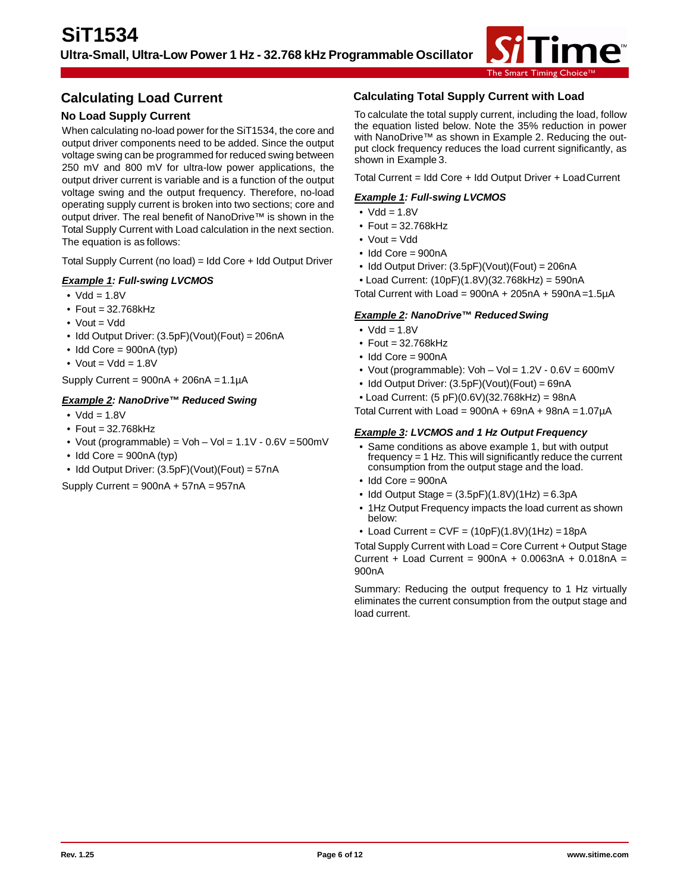## Calculating Load Current

### No Load Supply Current

When calculating no-load power for the SiT1534, the core and output driver components need to be added. Since the output voltage swing can be programmed for reduced swing between 250 mV and 800 mV for ultra-low power applications, the output driver current is variable and is a function of the output voltage swing and the output frequency. Therefore, no-load operating supply current is broken into two sections; core and output driver. The real benefit of NanoDrive™ is shown in the Total Supply Current with Load calculation in the next section. The equation is as follows:

Total Supply Current (no load) = Idd Core + Idd Output Driver

***Example 1: Full-swing LVCMOS***

- Vdd = 1.8V
- Fout = 32.768kHz
- Vout = Vdd
- Idd Output Driver: (3.5pF)(Vout)(Fout) = 206nA
- Idd Core = 900nA (typ)
- Vout = Vdd = 1.8V

Supply Current = 900nA + 206nA = 1.1µA

***Example 2: NanoDrive™ Reduced Swing***

- Vdd = 1.8V
- Fout = 32.768kHz
- Vout (programmable) = Voh – Vol = 1.1V - 0.6V = 500mV
- Idd Core = 900nA (typ)
- Idd Output Driver: (3.5pF)(Vout)(Fout) = 57nA

Supply Current = 900nA + 57nA = 957nA

### Calculating Total Supply Current with Load

To calculate the total supply current, including the load, follow the equation listed below. Note the 35% reduction in power with NanoDrive™ as shown in Example 2. Reducing the output clock frequency reduces the load current significantly, as shown in Example 3.

Total Current = Idd Core + Idd Output Driver + Load Current

***Example 1: Full-swing LVCMOS***

- Vdd = 1.8V
- Fout = 32.768kHz
- Vout = Vdd
- Idd Core = 900nA
- Idd Output Driver: (3.5pF)(Vout)(Fout) = 206nA
- Load Current: (10pF)(1.8V)(32.768kHz) = 590nA

Total Current with Load = 900nA + 205nA + 590nA = 1.5µA

***Example 2: NanoDrive™ Reduced Swing***

- Vdd = 1.8V
- Fout = 32.768kHz
- Idd Core = 900nA
- Vout (programmable): Voh – Vol = 1.2V - 0.6V = 600mV
- Idd Output Driver: (3.5pF)(Vout)(Fout) = 69nA
- Load Current: (5 pF)(0.6V)(32.768kHz) = 98nA

Total Current with Load = 900nA + 69nA + 98nA = 1.07µA

***Example 3: LVCMOS and 1 Hz Output Frequency***

- Same conditions as above example 1, but with output frequency = 1 Hz. This will significantly reduce the current consumption from the output stage and the load.
- Idd Core = 900nA
- Idd Output Stage = (3.5pF)(1.8V)(1Hz) = 6.3pA
- 1Hz Output Frequency impacts the load current as shown below:
- Load Current = CVF = (10pF)(1.8V)(1Hz) = 18pA

Total Supply Current with Load = Core Current + Output Stage Current + Load Current = 900nA + 0.0063nA + 0.018nA = 900nA

Summary: Reducing the output frequency to 1 Hz virtually eliminates the current consumption from the output stage and load current.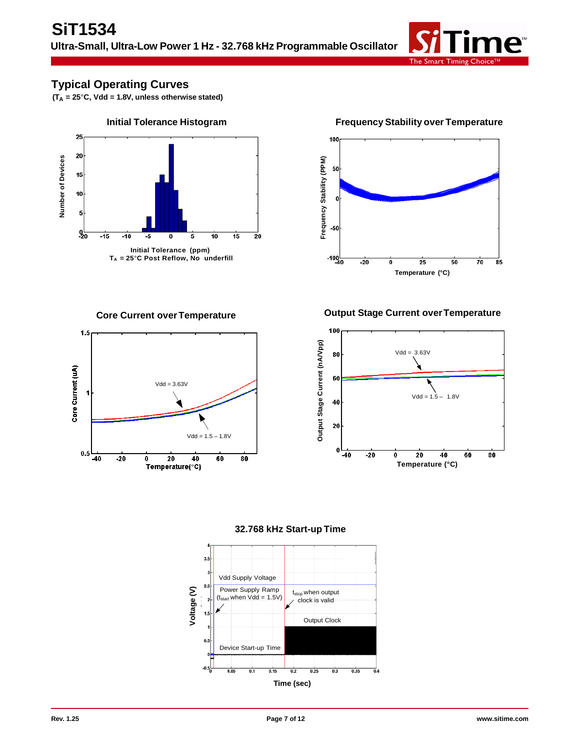## Typical Operating Curves

**($T_A$ = 25°C, Vdd = 1.8V, unless otherwise stated)**

**Initial Tolerance Histogram**

Number of Devices

Initial Tolerance (ppm)
$T_A$ = 25°C Post Reflow, No underfill

**Frequency Stability over Temperature**

Frequency Stability (PPM)

Temperature (°C)

**Core Current over Temperature**

Core Current (uA)

Vdd = 3.63V

Vdd = 1.5 – 1.8V

Temperature(°C)

**Output Stage Current over Temperature**

Output Stage Current (nA/Vpp)

Vdd = 3.63V

Vdd = 1.5 – 1.8V

Temperature (°C)

**32.768 kHz Start-up Time**

Voltage (V)

Vdd Supply Voltage

Power Supply Ramp ($t_{start}$ when Vdd = 1.5V)

$t_{stop}$ when output clock is valid

Output Clock

Device Start-up Time

Time (sec)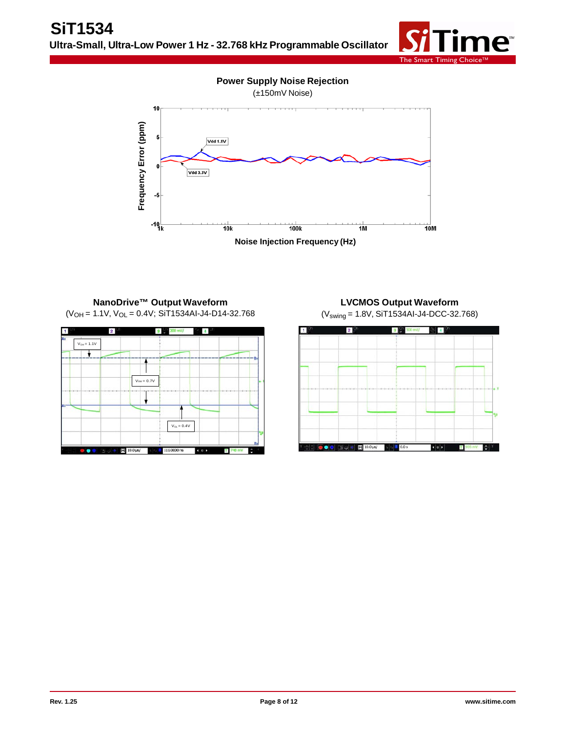**Power Supply Noise Rejection**

(±150mV Noise)

**NanoDrive™ Output Waveform**

($V_{OH}$ = 1.1V, $V_{OL}$ = 0.4V; SiT1534AI-J4-D14-32.768

**LVCMOS Output Waveform**

($V_{swing}$ = 1.8V, SiT1534AI-J4-DCC-32.768)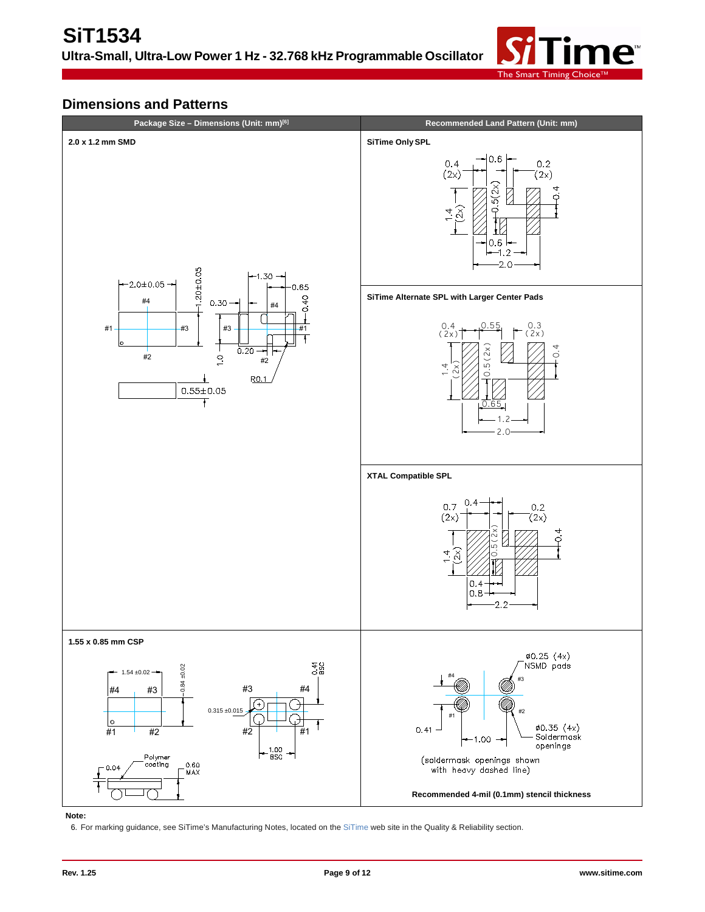## Dimensions and Patterns

| Package Size – Dimensions (Unit: mm)[6] | Recommended Land Pattern (Unit: mm) |
|---|---|
| **2.0 x 1.2 mm SMD** | **SiTime Only SPL** |
| | **SiTime Alternate SPL with Larger Center Pads** |
| | **XTAL Compatible SPL** |
| **1.55 x 0.85 mm CSP** | (soldermask openings shown with heavy dashed line) |
| | **Recommended 4-mil (0.1mm) stencil thickness** |

**Note:**

6. For marking guidance, see SiTime's Manufacturing Notes, located on the SiTime web site in the Quality & Reliability section.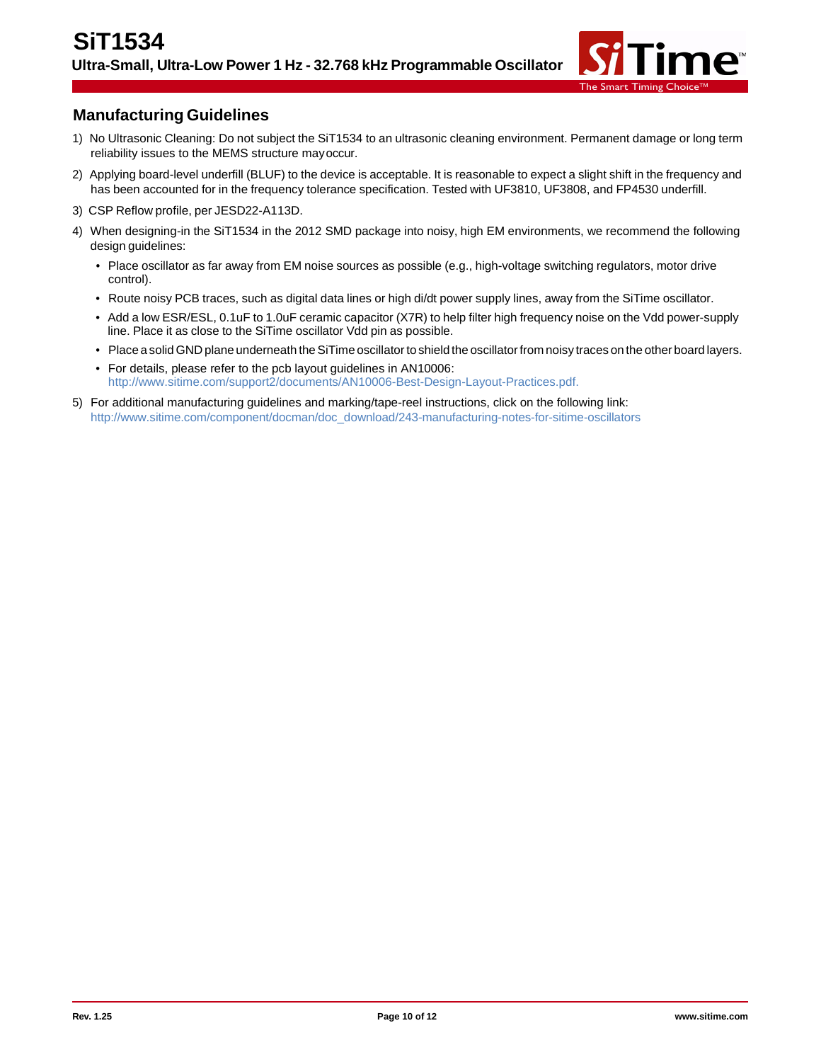## Manufacturing Guidelines

1) No Ultrasonic Cleaning: Do not subject the SiT1534 to an ultrasonic cleaning environment. Permanent damage or long term reliability issues to the MEMS structure may occur.

2) Applying board-level underfill (BLUF) to the device is acceptable. It is reasonable to expect a slight shift in the frequency and has been accounted for in the frequency tolerance specification. Tested with UF3810, UF3808, and FP4530 underfill.

3) CSP Reflow profile, per JESD22-A113D.

4) When designing-in the SiT1534 in the 2012 SMD package into noisy, high EM environments, we recommend the following design guidelines:
   - Place oscillator as far away from EM noise sources as possible (e.g., high-voltage switching regulators, motor drive control).
   - Route noisy PCB traces, such as digital data lines or high di/dt power supply lines, away from the SiTime oscillator.
   - Add a low ESR/ESL, 0.1uF to 1.0uF ceramic capacitor (X7R) to help filter high frequency noise on the Vdd power-supply line. Place it as close to the SiTime oscillator Vdd pin as possible.
   - Place a solid GND plane underneath the SiTime oscillator to shield the oscillator from noisy traces on the other board layers.
   - For details, please refer to the pcb layout guidelines in AN10006: http://www.sitime.com/support2/documents/AN10006-Best-Design-Layout-Practices.pdf.

5) For additional manufacturing guidelines and marking/tape-reel instructions, click on the following link: http://www.sitime.com/component/docman/doc_download/243-manufacturing-notes-for-sitime-oscillators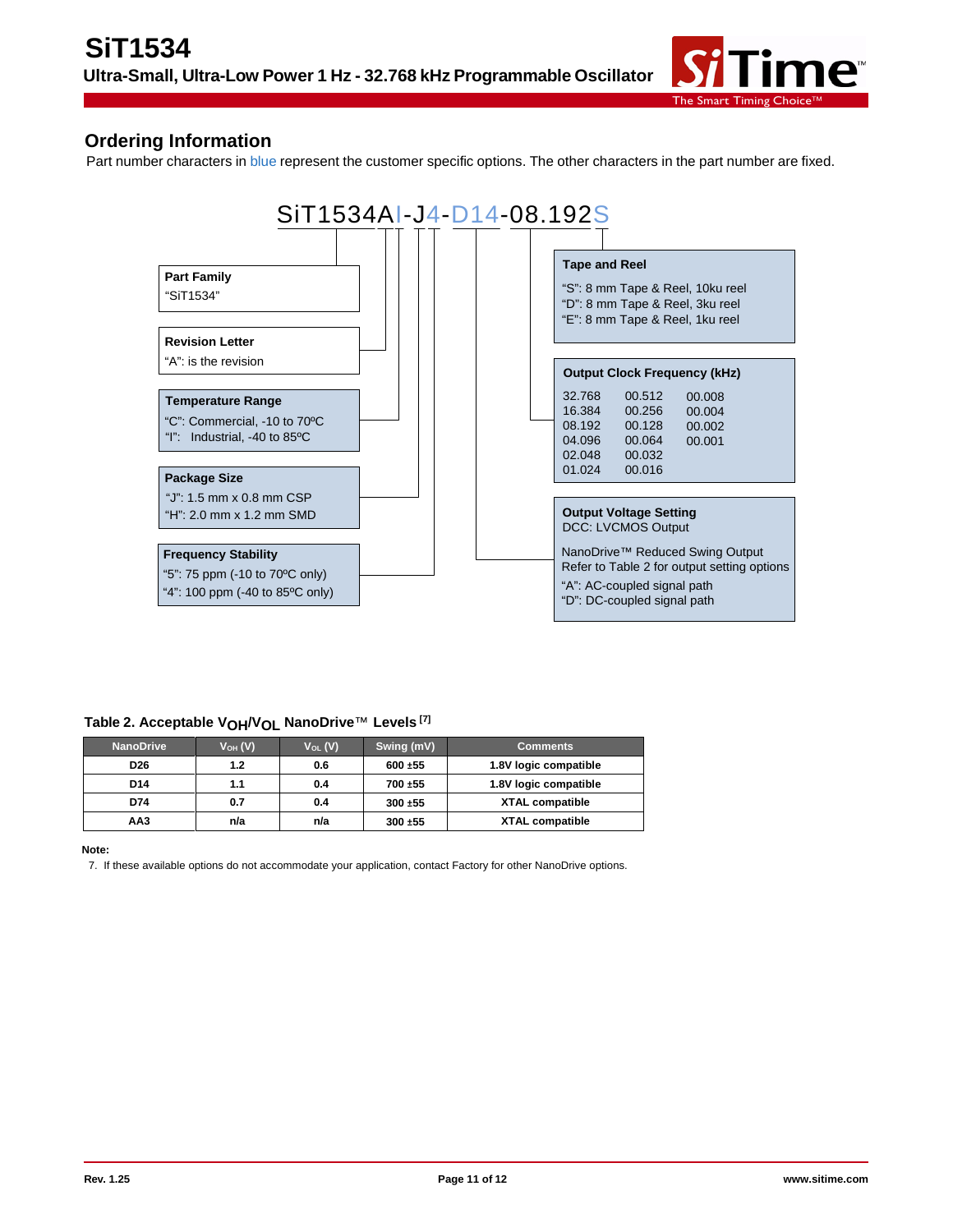## Ordering Information

Part number characters in blue represent the customer specific options. The other characters in the part number are fixed.

SiT1534AI-J4-D14-08.192S

**Part Family**
"SiT1534"

**Revision Letter**
"A": is the revision

**Temperature Range**
"C": Commercial, -10 to 70ºC
"I": Industrial, -40 to 85ºC

**Package Size**
"J": 1.5 mm x 0.8 mm CSP
"H": 2.0 mm x 1.2 mm SMD

**Frequency Stability**
"5": 75 ppm (-10 to 70ºC only)
"4": 100 ppm (-40 to 85ºC only)

**Tape and Reel**
"S": 8 mm Tape & Reel, 10ku reel
"D": 8 mm Tape & Reel, 3ku reel
"E": 8 mm Tape & Reel, 1ku reel

**Output Clock Frequency (kHz)**

| | | |
|---|---|---|
| 32.768 | 00.512 | 00.008 |
| 16.384 | 00.256 | 00.004 |
| 08.192 | 00.128 | 00.002 |
| 04.096 | 00.064 | 00.001 |
| 02.048 | 00.032 | |
| 01.024 | 00.016 | |

**Output Voltage Setting**
DCC: LVCMOS Output

NanoDrive™ Reduced Swing Output
Refer to Table 2 for output setting options
"A": AC-coupled signal path
"D": DC-coupled signal path

**Table 2. Acceptable $V_{OH}$/$V_{OL}$ NanoDrive™ Levels [7]**

| NanoDrive | $V_{OH}$ (V) | $V_{OL}$ (V) | Swing (mV) | Comments |
|---|---|---|---|---|
| D26 | 1.2 | 0.6 | 600 ±55 | 1.8V logic compatible |
| D14 | 1.1 | 0.4 | 700 ±55 | 1.8V logic compatible |
| D74 | 0.7 | 0.4 | 300 ±55 | XTAL compatible |
| AA3 | n/a | n/a | 300 ±55 | XTAL compatible |

**Note:**

7. If these available options do not accommodate your application, contact Factory for other NanoDrive options.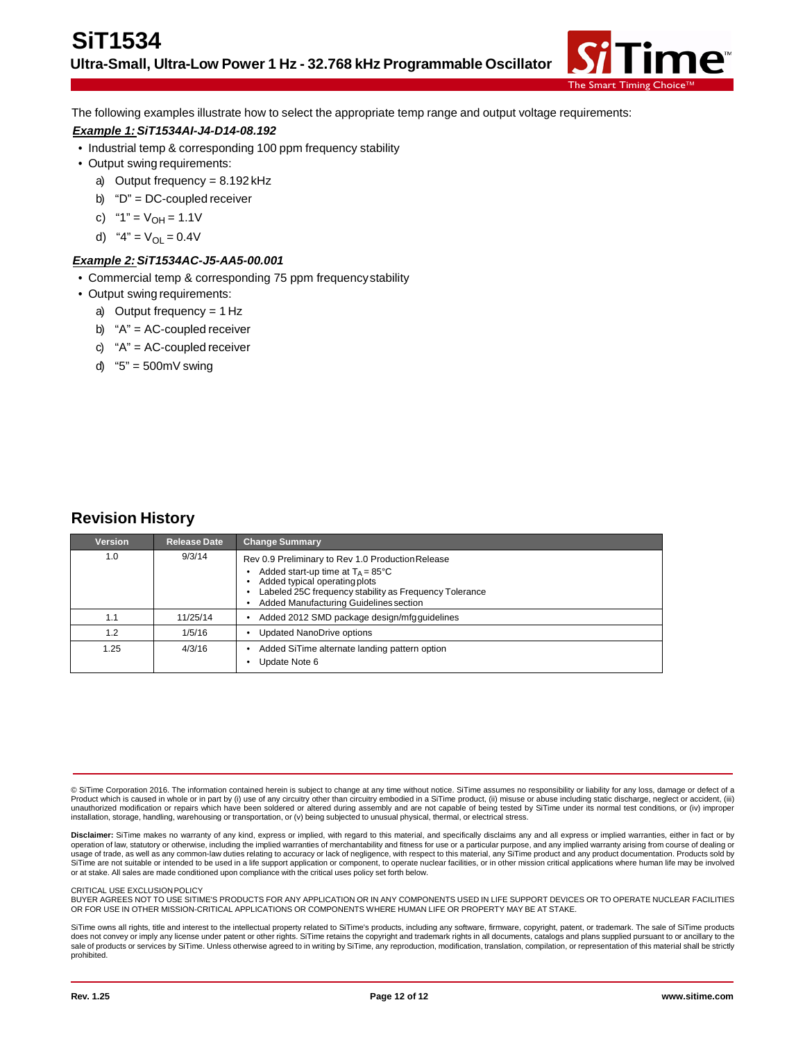The following examples illustrate how to select the appropriate temp range and output voltage requirements:

***Example 1:*** ***SiT1534AI-J4-D14-08.192***

- Industrial temp & corresponding 100 ppm frequency stability
- Output swing requirements:
    a) Output frequency = 8.192 kHz
    b) "D" = DC-coupled receiver
    c) "1" = $V_{OH}$ = 1.1V
    d) "4" = $V_{OL}$ = 0.4V

***Example 2:*** ***SiT1534AC-J5-AA5-00.001***

- Commercial temp & corresponding 75 ppm frequency stability
- Output swing requirements:
    a) Output frequency = 1 Hz
    b) "A" = AC-coupled receiver
    c) "A" = AC-coupled receiver
    d) "5" = 500mV swing

## Revision History

| Version | Release Date | Change Summary |
|---|---|---|
| 1.0 | 9/3/14 | Rev 0.9 Preliminary to Rev 1.0 Production Release<br>• Added start-up time at $T_A$ = 85°C<br>• Added typical operating plots<br>• Labeled 25C frequency stability as Frequency Tolerance<br>• Added Manufacturing Guidelines section |
| 1.1 | 11/25/14 | • Added 2012 SMD package design/mfg guidelines |
| 1.2 | 1/5/16 | • Updated NanoDrive options |
| 1.25 | 4/3/16 | • Added SiTime alternate landing pattern option<br>• Update Note 6 |

© SiTime Corporation 2016. The information contained herein is subject to change at any time without notice. SiTime assumes no responsibility or liability for any loss, damage or defect of a Product which is caused in whole or in part by (i) use of any circuitry other than circuitry embodied in a SiTime product, (ii) misuse or abuse including static discharge, neglect or accident, (iii) unauthorized modification or repairs which have been soldered or altered during assembly and are not capable of being tested by SiTime under its normal test conditions, or (iv) improper installation, storage, handling, warehousing or transportation, or (v) being subjected to unusual physical, thermal, or electrical stress.

**Disclaimer:** SiTime makes no warranty of any kind, express or implied, with regard to this material, and specifically disclaims any and all express or implied warranties, either in fact or by operation of law, statutory or otherwise, including the implied warranties of merchantability and fitness for use or a particular purpose, and any implied warranty arising from course of dealing or usage of trade, as well as any common-law duties relating to accuracy or lack of negligence, with respect to this material, any SiTime product and any product documentation. Products sold by SiTime are not suitable or intended to be used in a life support application or component, to operate nuclear facilities, or in other mission critical applications where human life may be involved or at stake. All sales are made conditioned upon compliance with the critical uses policy set forth below.

CRITICAL USE EXCLUSION POLICY
BUYER AGREES NOT TO USE SITIME'S PRODUCTS FOR ANY APPLICATION OR IN ANY COMPONENTS USED IN LIFE SUPPORT DEVICES OR TO OPERATE NUCLEAR FACILITIES OR FOR USE IN OTHER MISSION-CRITICAL APPLICATIONS OR COMPONENTS WHERE HUMAN LIFE OR PROPERTY MAY BE AT STAKE.

SiTime owns all rights, title and interest to the intellectual property related to SiTime's products, including any software, firmware, copyright, patent, or trademark. The sale of SiTime products does not convey or imply any license under patent or other rights. SiTime retains the copyright and trademark rights in all documents, catalogs and plans supplied pursuant to or ancillary to the sale of products or services by SiTime. Unless otherwise agreed to in writing by SiTime, any reproduction, modification, translation, compilation, or representation of this material shall be strictly prohibited.